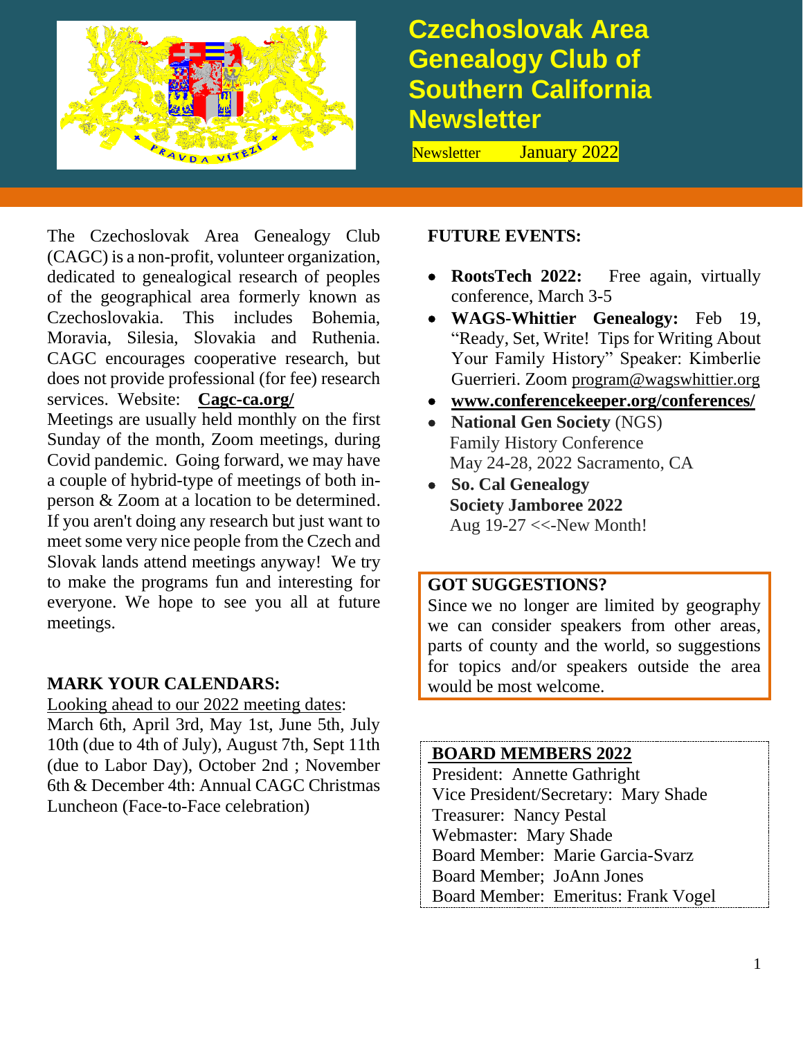# Czechoslovak Area Genealogy Club of Southern California Newsletter

Newsletter January 2022

The Czechoslovak Area Genealogy Club (CAGC) is a non-profit, volunteer organization, dedicated to genealogical research of peoples of the geographical area formerly known as Czechoslovakia. This includes Bohemia, Moravia, Silesia, Slovakia and Ruthenia. CAGC encourages cooperative research, but does not provide professional (for fee) research services. Website: **Cagc-ca.org/**

Meetings are usually held monthly on the first Sunday of the month, Zoom meetings, during Covid pandemic. Going forward, we may have a couple of hybrid-type of meetings of both in-person & Zoom at a location to be determined. If you aren't doing any research but just want to meet some very nice people from the Czech and Slovak lands attend meetings anyway! We try to make the programs fun and interesting for everyone. We hope to see you all at future meetings.

**MARK YOUR CALENDARS:**

Looking ahead to our 2022 meeting dates:
March 6th, April 3rd, May 1st, June 5th, July 10th (due to 4th of July), August 7th, Sept 11th (due to Labor Day), October 2nd ; November 6th & December 4th: Annual CAGC Christmas Luncheon (Face-to-Face celebration)

**FUTURE EVENTS:**

- **RootsTech 2022:** Free again, virtually conference, March 3-5
- **WAGS-Whittier Genealogy:** Feb 19, "Ready, Set, Write! Tips for Writing About Your Family History" Speaker: Kimberlie Guerrieri. Zoom program@wagswhittier.org
- **www.conferencekeeper.org/conferences/**
- **National Gen Society** (NGS) Family History Conference May 24-28, 2022 Sacramento, CA
- **So. Cal Genealogy Society Jamboree 2022** Aug 19-27 <<-New Month!

**GOT SUGGESTIONS?**
Since we no longer are limited by geography we can consider speakers from other areas, parts of county and the world, so suggestions for topics and/or speakers outside the area would be most welcome.

**BOARD MEMBERS 2022**
President: Annette Gathright
Vice President/Secretary: Mary Shade
Treasurer: Nancy Pestal
Webmaster: Mary Shade
Board Member: Marie Garcia-Svarz
Board Member; JoAnn Jones
Board Member: Emeritus: Frank Vogel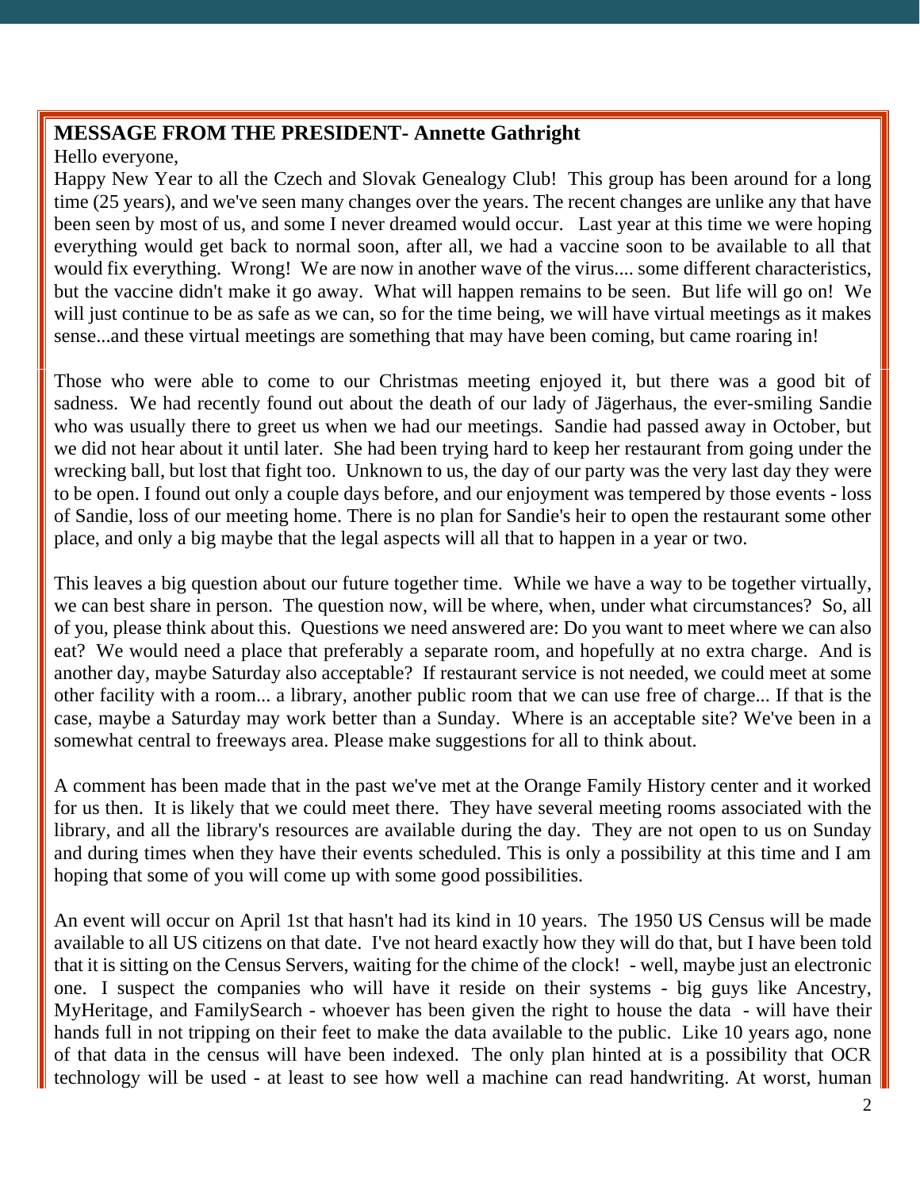## MESSAGE FROM THE PRESIDENT- Annette Gathright

Hello everyone,

Happy New Year to all the Czech and Slovak Genealogy Club! This group has been around for a long time (25 years), and we've seen many changes over the years. The recent changes are unlike any that have been seen by most of us, and some I never dreamed would occur. Last year at this time we were hoping everything would get back to normal soon, after all, we had a vaccine soon to be available to all that would fix everything. Wrong! We are now in another wave of the virus.... some different characteristics, but the vaccine didn't make it go away. What will happen remains to be seen. But life will go on! We will just continue to be as safe as we can, so for the time being, we will have virtual meetings as it makes sense...and these virtual meetings are something that may have been coming, but came roaring in!

Those who were able to come to our Christmas meeting enjoyed it, but there was a good bit of sadness. We had recently found out about the death of our lady of Jägerhaus, the ever-smiling Sandie who was usually there to greet us when we had our meetings. Sandie had passed away in October, but we did not hear about it until later. She had been trying hard to keep her restaurant from going under the wrecking ball, but lost that fight too. Unknown to us, the day of our party was the very last day they were to be open. I found out only a couple days before, and our enjoyment was tempered by those events - loss of Sandie, loss of our meeting home. There is no plan for Sandie's heir to open the restaurant some other place, and only a big maybe that the legal aspects will all that to happen in a year or two.

This leaves a big question about our future together time. While we have a way to be together virtually, we can best share in person. The question now, will be where, when, under what circumstances? So, all of you, please think about this. Questions we need answered are: Do you want to meet where we can also eat? We would need a place that preferably a separate room, and hopefully at no extra charge. And is another day, maybe Saturday also acceptable? If restaurant service is not needed, we could meet at some other facility with a room... a library, another public room that we can use free of charge... If that is the case, maybe a Saturday may work better than a Sunday. Where is an acceptable site? We've been in a somewhat central to freeways area. Please make suggestions for all to think about.

A comment has been made that in the past we've met at the Orange Family History center and it worked for us then. It is likely that we could meet there. They have several meeting rooms associated with the library, and all the library's resources are available during the day. They are not open to us on Sunday and during times when they have their events scheduled. This is only a possibility at this time and I am hoping that some of you will come up with some good possibilities.

An event will occur on April 1st that hasn't had its kind in 10 years. The 1950 US Census will be made available to all US citizens on that date. I've not heard exactly how they will do that, but I have been told that it is sitting on the Census Servers, waiting for the chime of the clock! - well, maybe just an electronic one. I suspect the companies who will have it reside on their systems - big guys like Ancestry, MyHeritage, and FamilySearch - whoever has been given the right to house the data - will have their hands full in not tripping on their feet to make the data available to the public. Like 10 years ago, none of that data in the census will have been indexed. The only plan hinted at is a possibility that OCR technology will be used - at least to see how well a machine can read handwriting. At worst, human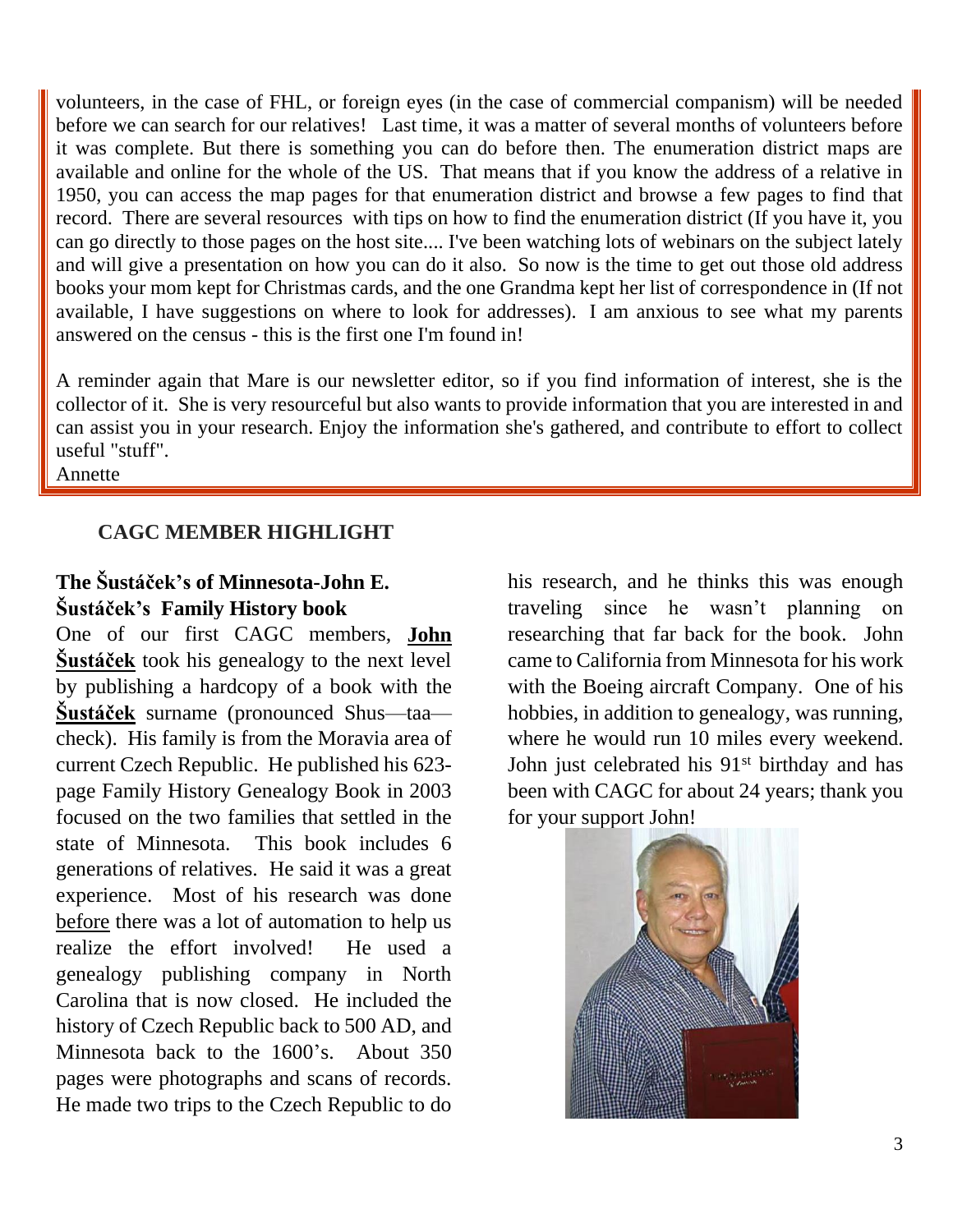volunteers, in the case of FHL, or foreign eyes (in the case of commercial companism) will be needed before we can search for our relatives! Last time, it was a matter of several months of volunteers before it was complete. But there is something you can do before then. The enumeration district maps are available and online for the whole of the US. That means that if you know the address of a relative in 1950, you can access the map pages for that enumeration district and browse a few pages to find that record. There are several resources with tips on how to find the enumeration district (If you have it, you can go directly to those pages on the host site.... I've been watching lots of webinars on the subject lately and will give a presentation on how you can do it also. So now is the time to get out those old address books your mom kept for Christmas cards, and the one Grandma kept her list of correspondence in (If not available, I have suggestions on where to look for addresses). I am anxious to see what my parents answered on the census - this is the first one I'm found in!

A reminder again that Mare is our newsletter editor, so if you find information of interest, she is the collector of it. She is very resourceful but also wants to provide information that you are interested in and can assist you in your research. Enjoy the information she's gathered, and contribute to effort to collect useful "stuff".

Annette

## CAGC MEMBER HIGHLIGHT

### The Šustáček's of Minnesota-John E. Šustáček's Family History book

One of our first CAGC members, **John Šustáček** took his genealogy to the next level by publishing a hardcopy of a book with the **Šustáček** surname (pronounced Shus—taa—check). His family is from the Moravia area of current Czech Republic. He published his 623-page Family History Genealogy Book in 2003 focused on the two families that settled in the state of Minnesota. This book includes 6 generations of relatives. He said it was a great experience. Most of his research was done before there was a lot of automation to help us realize the effort involved! He used a genealogy publishing company in North Carolina that is now closed. He included the history of Czech Republic back to 500 AD, and Minnesota back to the 1600's. About 350 pages were photographs and scans of records. He made two trips to the Czech Republic to do his research, and he thinks this was enough traveling since he wasn't planning on researching that far back for the book. John came to California from Minnesota for his work with the Boeing aircraft Company. One of his hobbies, in addition to genealogy, was running, where he would run 10 miles every weekend. John just celebrated his 91st birthday and has been with CAGC for about 24 years; thank you for your support John!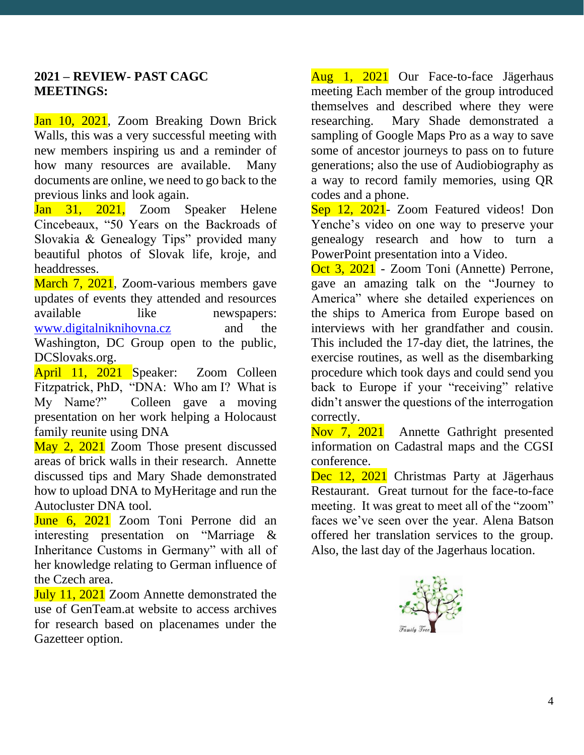**2021 – REVIEW- PAST CAGC MEETINGS:**

Jan 10, 2021, Zoom Breaking Down Brick Walls, this was a very successful meeting with new members inspiring us and a reminder of how many resources are available. Many documents are online, we need to go back to the previous links and look again.

Jan 31, 2021, Zoom Speaker Helene Cincebeaux, "50 Years on the Backroads of Slovakia & Genealogy Tips" provided many beautiful photos of Slovak life, kroje, and headdresses.

March 7, 2021, Zoom-various members gave updates of events they attended and resources available like newspapers: [www.digitalniknihovna.cz](http://www.digitalniknihovna.cz) and the Washington, DC Group open to the public, DCSlovaks.org.

April 11, 2021 Speaker: Zoom Colleen Fitzpatrick, PhD, "DNA: Who am I? What is My Name?" Colleen gave a moving presentation on her work helping a Holocaust family reunite using DNA

May 2, 2021 Zoom Those present discussed areas of brick walls in their research. Annette discussed tips and Mary Shade demonstrated how to upload DNA to MyHeritage and run the Autocluster DNA tool.

June 6, 2021 Zoom Toni Perrone did an interesting presentation on "Marriage & Inheritance Customs in Germany" with all of her knowledge relating to German influence of the Czech area.

July 11, 2021 Zoom Annette demonstrated the use of GenTeam.at website to access archives for research based on placenames under the Gazetteer option.

Aug 1, 2021 Our Face-to-face Jägerhaus meeting Each member of the group introduced themselves and described where they were researching. Mary Shade demonstrated a sampling of Google Maps Pro as a way to save some of ancestor journeys to pass on to future generations; also the use of Audiobiography as a way to record family memories, using QR codes and a phone.

Sep 12, 2021- Zoom Featured videos! Don Yenche's video on one way to preserve your genealogy research and how to turn a PowerPoint presentation into a Video.

Oct 3, 2021 - Zoom Toni (Annette) Perrone, gave an amazing talk on the "Journey to America" where she detailed experiences on the ships to America from Europe based on interviews with her grandfather and cousin. This included the 17-day diet, the latrines, the exercise routines, as well as the disembarking procedure which took days and could send you back to Europe if your "receiving" relative didn't answer the questions of the interrogation correctly.

Nov 7, 2021 Annette Gathright presented information on Cadastral maps and the CGSI conference.

Dec 12, 2021 Christmas Party at Jägerhaus Restaurant. Great turnout for the face-to-face meeting. It was great to meet all of the "zoom" faces we've seen over the year. Alena Batson offered her translation services to the group. Also, the last day of the Jagerhaus location.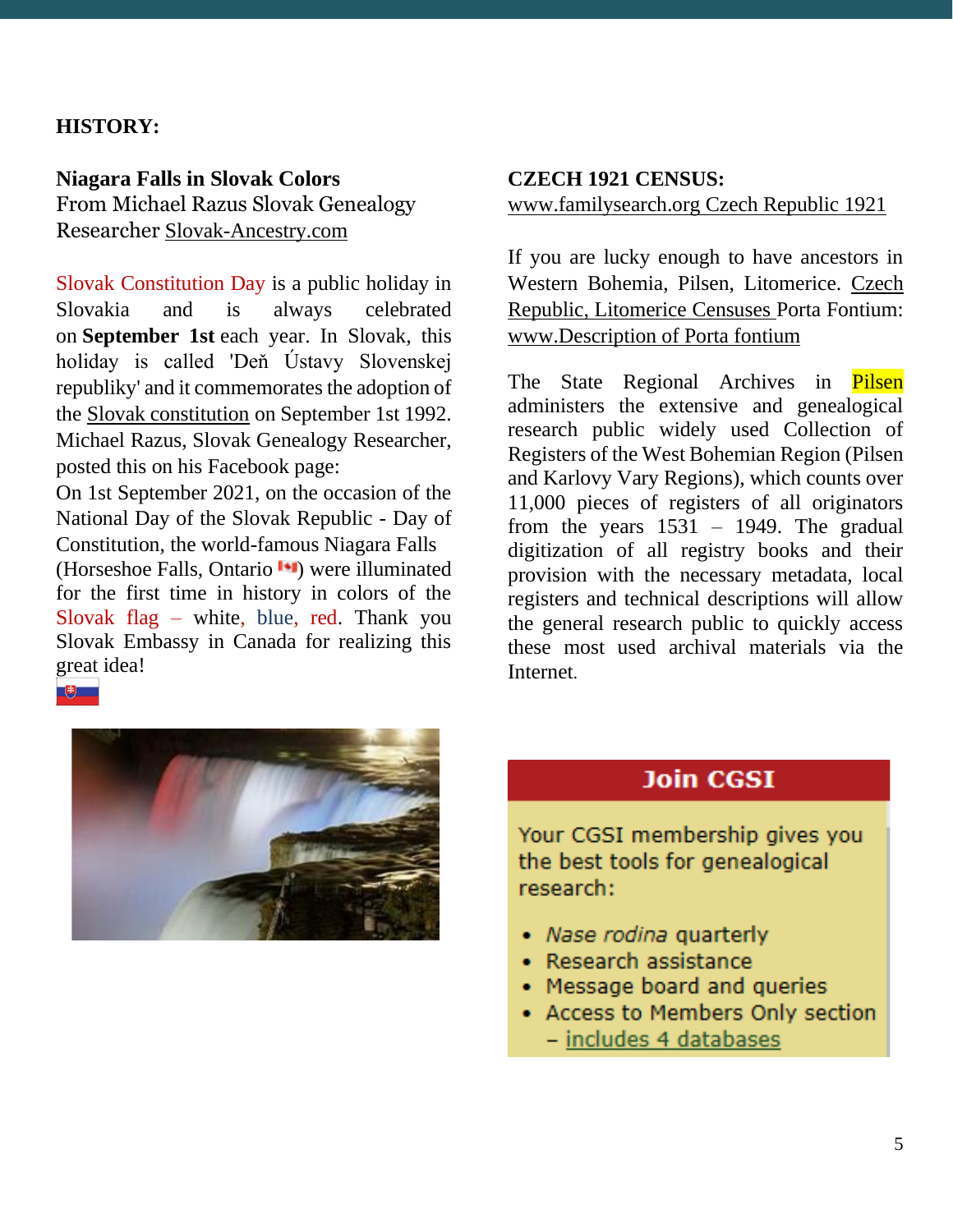**HISTORY:**

**Niagara Falls in Slovak Colors**
From Michael Razus Slovak Genealogy Researcher Slovak-Ancestry.com

Slovak Constitution Day is a public holiday in Slovakia and is always celebrated on **September 1st** each year. In Slovak, this holiday is called 'Deň Ústavy Slovenskej republiky' and it commemorates the adoption of the Slovak constitution on September 1st 1992. Michael Razus, Slovak Genealogy Researcher, posted this on his Facebook page:
On 1st September 2021, on the occasion of the National Day of the Slovak Republic - Day of Constitution, the world-famous Niagara Falls (Horseshoe Falls, Ontario 🇨🇦) were illuminated for the first time in history in colors of the Slovak flag – white, blue, red. Thank you Slovak Embassy in Canada for realizing this great idea! 🇸🇰

**CZECH 1921 CENSUS:**
www.familysearch.org Czech Republic 1921

If you are lucky enough to have ancestors in Western Bohemia, Pilsen, Litomerice. Czech Republic, Litomerice Censuses Porta Fontium: www.Description of Porta fontium

The State Regional Archives in Pilsen administers the extensive and genealogical research public widely used Collection of Registers of the West Bohemian Region (Pilsen and Karlovy Vary Regions), which counts over 11,000 pieces of registers of all originators from the years 1531 – 1949. The gradual digitization of all registry books and their provision with the necessary metadata, local registers and technical descriptions will allow the general research public to quickly access these most used archival materials via the Internet.

**Join CGSI**

Your CGSI membership gives you the best tools for genealogical research:

- *Nase rodina* quarterly
- Research assistance
- Message board and queries
- Access to Members Only section – includes 4 databases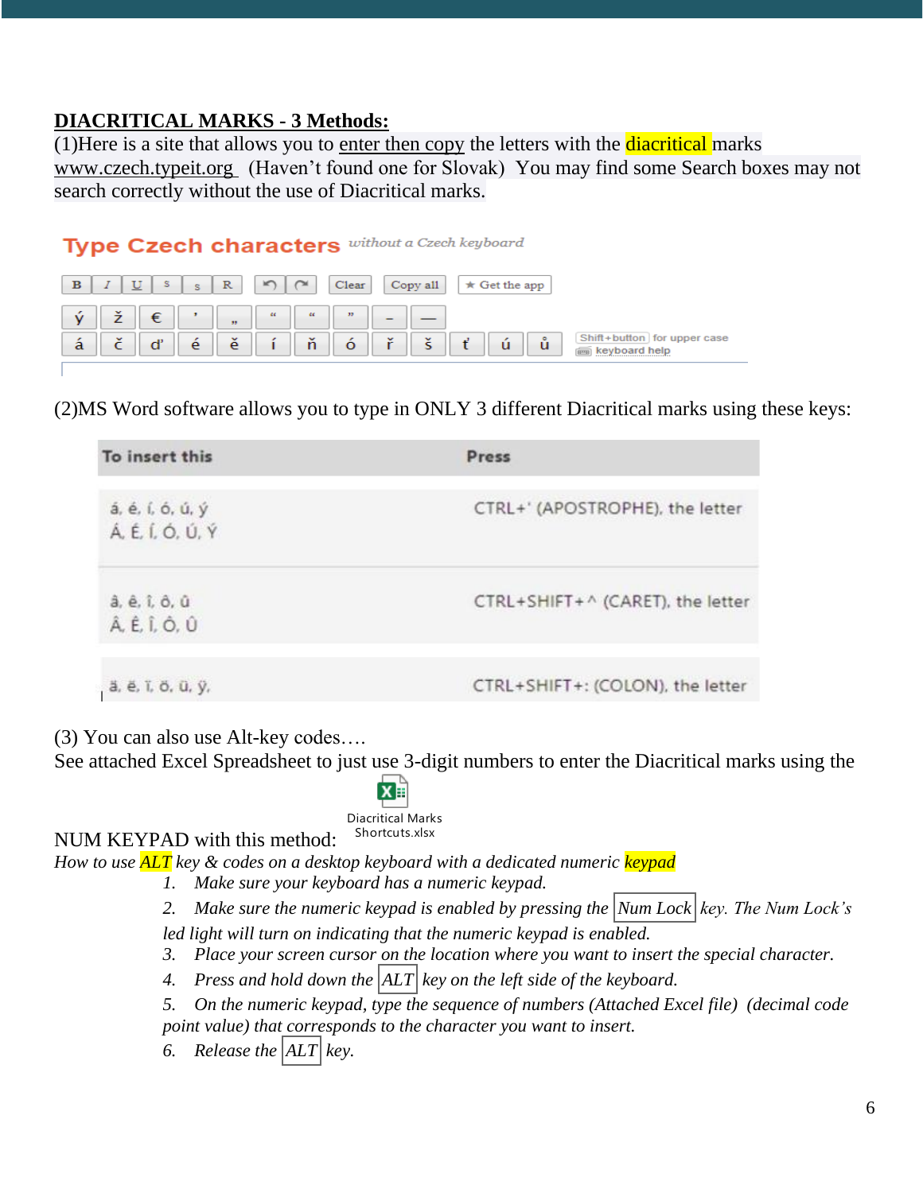**DIACRITICAL MARKS - 3 Methods:**

(1)Here is a site that allows you to enter then copy the letters with the diacritical marks www.czech.typeit.org (Haven't found one for Slovak) You may find some Search boxes may not search correctly without the use of Diacritical marks.

**Type Czech characters** *without a Czech keyboard*

B I U S s R ↶ ↷ Clear Copy all ★ Get the app

ý ž € ' „ " " " – —

á č ď é ě í ň ó ř š ť ú ů

Shift+button for upper case

keyboard help

(2)MS Word software allows you to type in ONLY 3 different Diacritical marks using these keys:

| To insert this | Press |
|---|---|
| á, é, í, ó, ú, ý<br>Á, É, Í, Ó, Ú, Ý | CTRL+' (APOSTROPHE), the letter |
| â, ê, î, ô, û<br>Â, Ê, Î, Ô, Û | CTRL+SHIFT+^ (CARET), the letter |
| ä, ë, ï, ö, ü, ÿ, | CTRL+SHIFT+: (COLON), the letter |

(3) You can also use Alt-key codes….

See attached Excel Spreadsheet to just use 3-digit numbers to enter the Diacritical marks using the NUM KEYPAD with this method:

Diacritical Marks Shortcuts.xlsx

*How to use ALT key & codes on a desktop keyboard with a dedicated numeric keypad*

1. *Make sure your keyboard has a numeric keypad.*
2. *Make sure the numeric keypad is enabled by pressing the Num Lock key. The Num Lock's led light will turn on indicating that the numeric keypad is enabled.*
3. *Place your screen cursor on the location where you want to insert the special character.*
4. *Press and hold down the ALT key on the left side of the keyboard.*
5. *On the numeric keypad, type the sequence of numbers (Attached Excel file) (decimal code point value) that corresponds to the character you want to insert.*
6. *Release the ALT key.*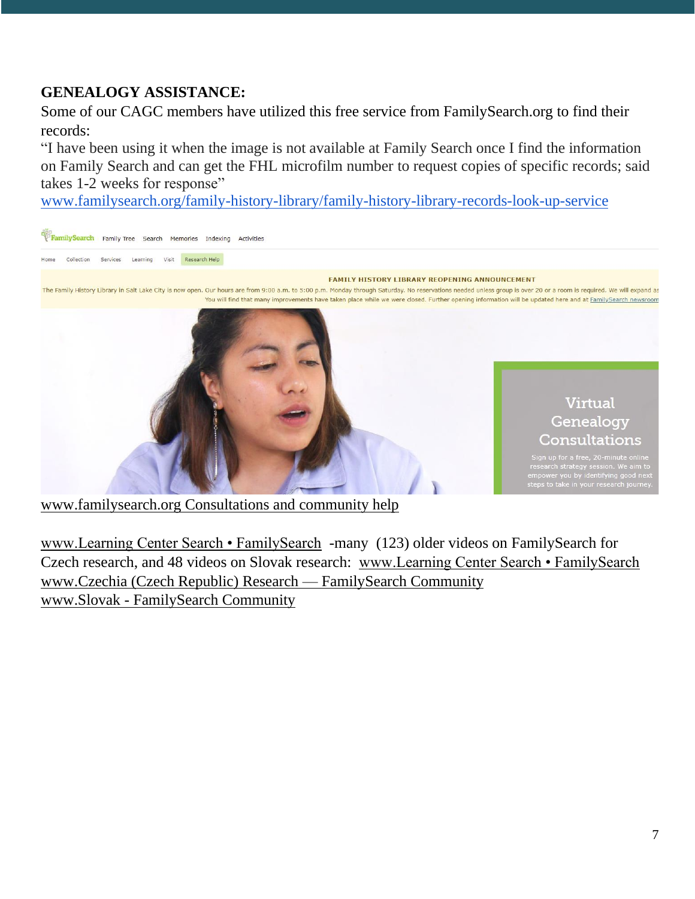**GENEALOGY ASSISTANCE:**

Some of our CAGC members have utilized this free service from FamilySearch.org to find their records:

"I have been using it when the image is not available at Family Search once I find the information on Family Search and can get the FHL microfilm number to request copies of specific records; said takes 1-2 weeks for response"

www.familysearch.org/family-history-library/family-history-library-records-look-up-service

www.familysearch.org Consultations and community help

www.Learning Center Search • FamilySearch -many (123) older videos on FamilySearch for Czech research, and 48 videos on Slovak research: www.Learning Center Search • FamilySearch

www.Czechia (Czech Republic) Research — FamilySearch Community

www.Slovak - FamilySearch Community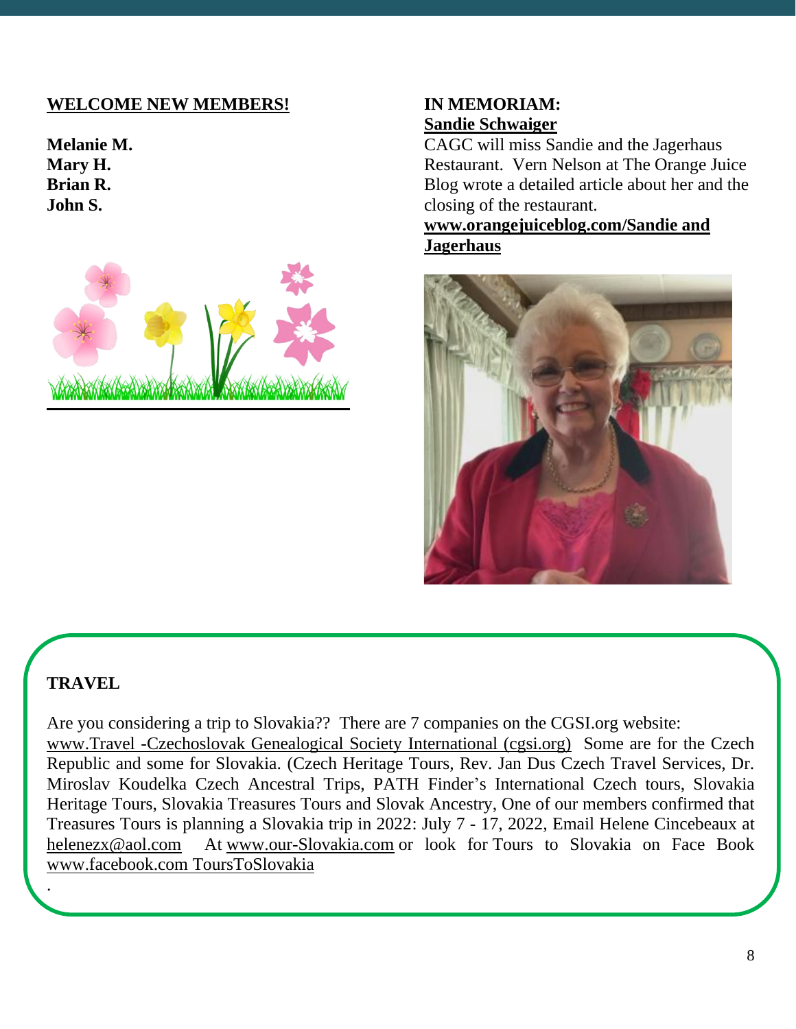**WELCOME NEW MEMBERS!**

**Melanie M.**
**Mary H.**
**Brian R.**
**John S.**

**IN MEMORIAM:**
**Sandie Schwaiger**

CAGC will miss Sandie and the Jagerhaus Restaurant. Vern Nelson at The Orange Juice Blog wrote a detailed article about her and the closing of the restaurant.
**www.orangejuiceblog.com/Sandie and Jagerhaus**

**TRAVEL**

Are you considering a trip to Slovakia?? There are 7 companies on the CGSI.org website: www.Travel -Czechoslovak Genealogical Society International (cgsi.org) Some are for the Czech Republic and some for Slovakia. (Czech Heritage Tours, Rev. Jan Dus Czech Travel Services, Dr. Miroslav Koudelka Czech Ancestral Trips, PATH Finder's International Czech tours, Slovakia Heritage Tours, Slovakia Treasures Tours and Slovak Ancestry, One of our members confirmed that Treasures Tours is planning a Slovakia trip in 2022: July 7 - 17, 2022, Email Helene Cincebeaux at helenezx@aol.com At www.our-Slovakia.com or look for Tours to Slovakia on Face Book www.facebook.com ToursToSlovakia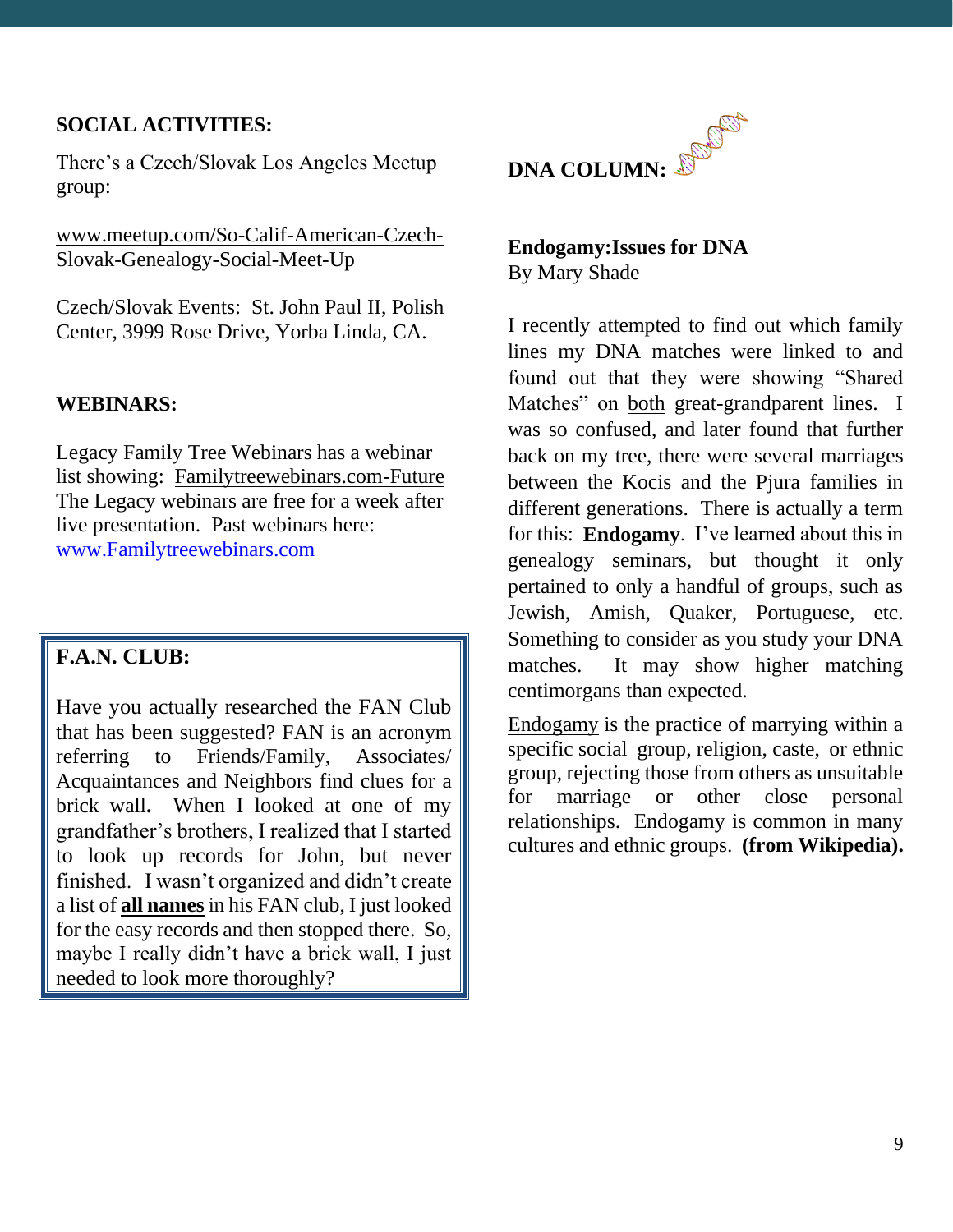## SOCIAL ACTIVITIES:

There's a Czech/Slovak Los Angeles Meetup group:

www.meetup.com/So-Calif-American-Czech-Slovak-Genealogy-Social-Meet-Up

Czech/Slovak Events: St. John Paul II, Polish Center, 3999 Rose Drive, Yorba Linda, CA.

## WEBINARS:

Legacy Family Tree Webinars has a webinar list showing: Familytreewebinars.com-Future The Legacy webinars are free for a week after live presentation. Past webinars here: www.Familytreewebinars.com

## F.A.N. CLUB:

Have you actually researched the FAN Club that has been suggested? FAN is an acronym referring to Friends/Family, Associates/ Acquaintances and Neighbors find clues for a brick wall**.** When I looked at one of my grandfather's brothers, I realized that I started to look up records for John, but never finished. I wasn't organized and didn't create a list of **all names** in his FAN club, I just looked for the easy records and then stopped there. So, maybe I really didn't have a brick wall, I just needed to look more thoroughly?

## DNA COLUMN:

**Endogamy:Issues for DNA**
By Mary Shade

I recently attempted to find out which family lines my DNA matches were linked to and found out that they were showing "Shared Matches" on both great-grandparent lines. I was so confused, and later found that further back on my tree, there were several marriages between the Kocis and the Pjura families in different generations. There is actually a term for this: **Endogamy**. I've learned about this in genealogy seminars, but thought it only pertained to only a handful of groups, such as Jewish, Amish, Quaker, Portuguese, etc. Something to consider as you study your DNA matches. It may show higher matching centimorgans than expected.

Endogamy is the practice of marrying within a specific social group, religion, caste, or ethnic group, rejecting those from others as unsuitable for marriage or other close personal relationships. Endogamy is common in many cultures and ethnic groups. **(from Wikipedia).**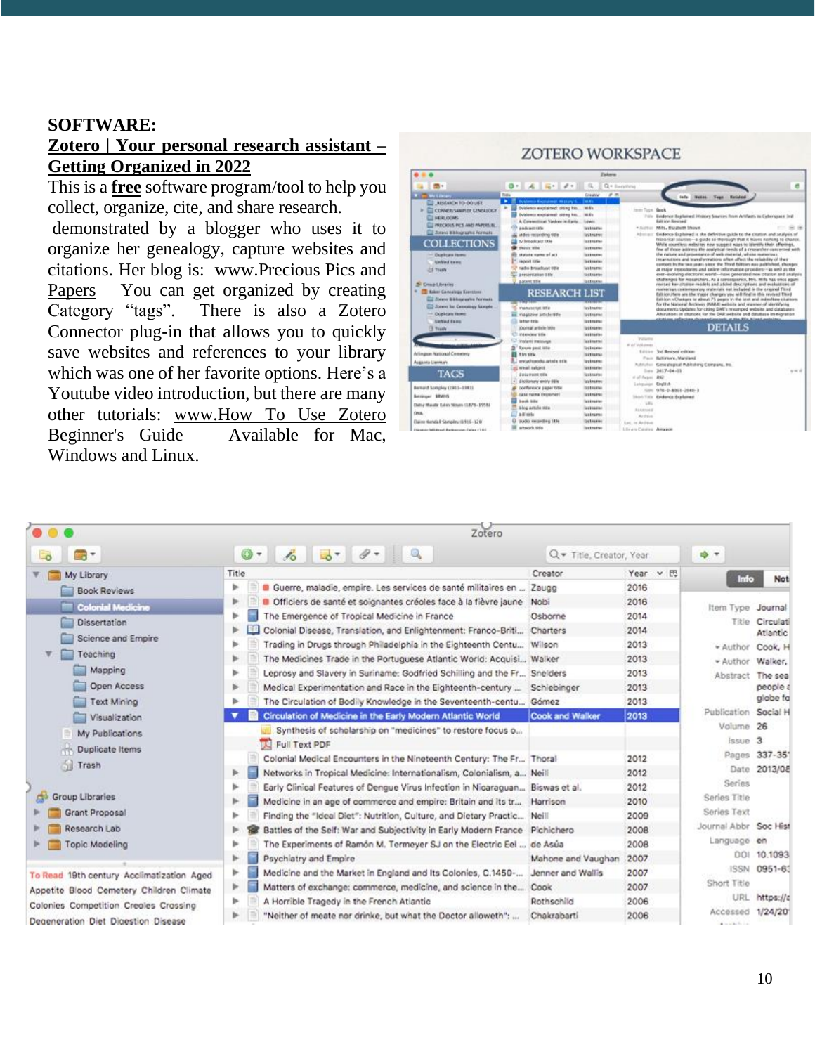**SOFTWARE:**

**Zotero | Your personal research assistant – Getting Organized in 2022**

This is a **free** software program/tool to help you collect, organize, cite, and share research. demonstrated by a blogger who uses it to organize her genealogy, capture websites and citations. Her blog is: www.Precious Pics and Papers You can get organized by creating Category "tags". There is also a Zotero Connector plug-in that allows you to quickly save websites and references to your library which was one of her favorite options. Here's a Youtube video introduction, but there are many other tutorials: www.How To Use Zotero Beginner's Guide Available for Mac, Windows and Linux.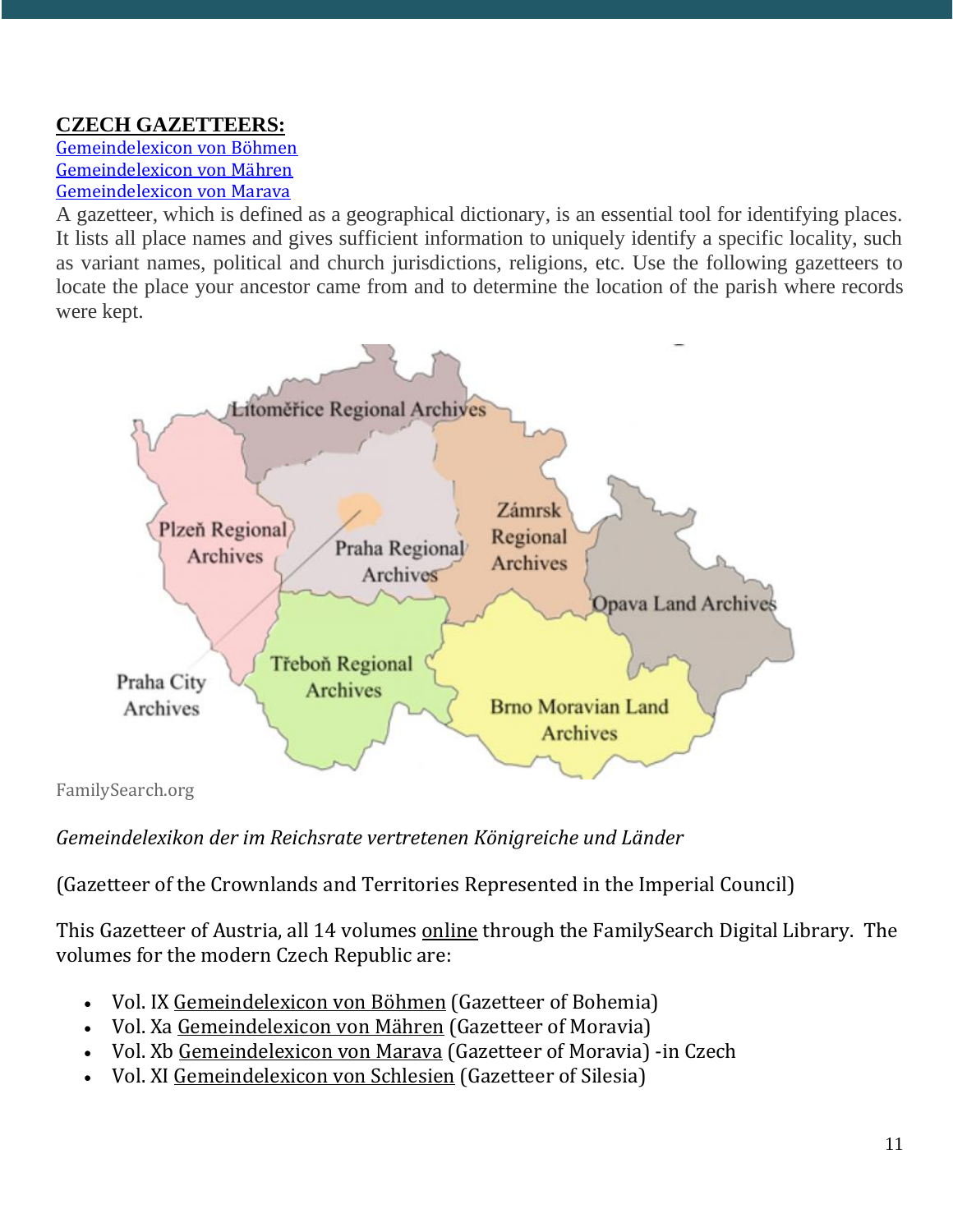**CZECH GAZETTEERS:**

[Gemeindelexicon von Böhmen](#)
[Gemeindelexicon von Mähren](#)
[Gemeindelexicon von Marava](#)

A gazetteer, which is defined as a geographical dictionary, is an essential tool for identifying places. It lists all place names and gives sufficient information to uniquely identify a specific locality, such as variant names, political and church jurisdictions, religions, etc. Use the following gazetteers to locate the place your ancestor came from and to determine the location of the parish where records were kept.

Litoměřice Regional Archives

Plzeň Regional Archives

Praha Regional Archives

Zámrsk Regional Archives

Opava Land Archives

Praha City Archives

Třeboň Regional Archives

Brno Moravian Land Archives

FamilySearch.org

*Gemeindelexikon der im Reichsrate vertretenen Königreiche und Länder*

(Gazetteer of the Crownlands and Territories Represented in the Imperial Council)

This Gazetteer of Austria, all 14 volumes online through the FamilySearch Digital Library. The volumes for the modern Czech Republic are:

- Vol. IX Gemeindelexicon von Böhmen (Gazetteer of Bohemia)
- Vol. Xa Gemeindelexicon von Mähren (Gazetteer of Moravia)
- Vol. Xb Gemeindelexicon von Marava (Gazetteer of Moravia) -in Czech
- Vol. XI Gemeindelexicon von Schlesien (Gazetteer of Silesia)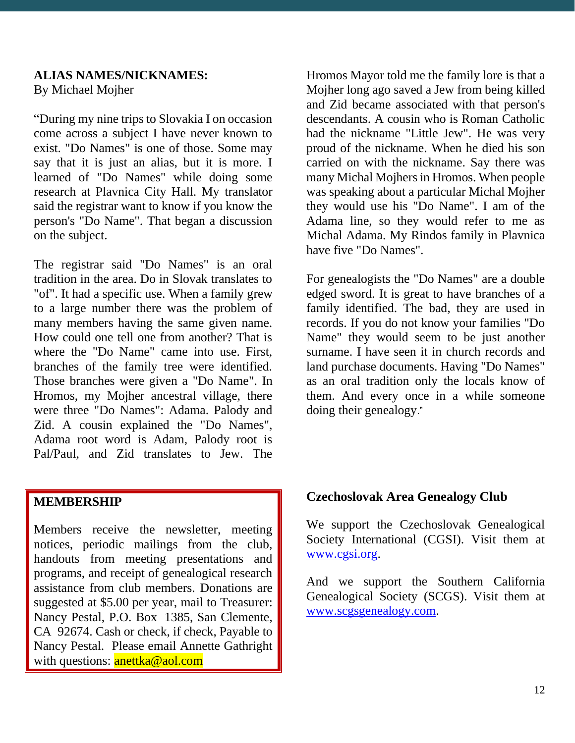**ALIAS NAMES/NICKNAMES:**
By Michael Mojher

"During my nine trips to Slovakia I on occasion come across a subject I have never known to exist. "Do Names" is one of those. Some may say that it is just an alias, but it is more. I learned of "Do Names" while doing some research at Plavnica City Hall. My translator said the registrar want to know if you know the person's "Do Name". That began a discussion on the subject.

The registrar said "Do Names" is an oral tradition in the area. Do in Slovak translates to "of". It had a specific use. When a family grew to a large number there was the problem of many members having the same given name. How could one tell one from another? That is where the "Do Name" came into use. First, branches of the family tree were identified. Those branches were given a "Do Name". In Hromos, my Mojher ancestral village, there were three "Do Names": Adama. Palody and Zid. A cousin explained the "Do Names", Adama root word is Adam, Palody root is Pal/Paul, and Zid translates to Jew. The Hromos Mayor told me the family lore is that a Mojher long ago saved a Jew from being killed and Zid became associated with that person's descendants. A cousin who is Roman Catholic had the nickname "Little Jew". He was very proud of the nickname. When he died his son carried on with the nickname. Say there was many Michal Mojhers in Hromos. When people was speaking about a particular Michal Mojher they would use his "Do Name". I am of the Adama line, so they would refer to me as Michal Adama. My Rindos family in Plavnica have five "Do Names".

For genealogists the "Do Names" are a double edged sword. It is great to have branches of a family identified. The bad, they are used in records. If you do not know your families "Do Name" they would seem to be just another surname. I have seen it in church records and land purchase documents. Having "Do Names" as an oral tradition only the locals know of them. And every once in a while someone doing their genealogy."

**MEMBERSHIP**

Members receive the newsletter, meeting notices, periodic mailings from the club, handouts from meeting presentations and programs, and receipt of genealogical research assistance from club members. Donations are suggested at $5.00 per year, mail to Treasurer: Nancy Pestal, P.O. Box 1385, San Clemente, CA 92674. Cash or check, if check, Payable to Nancy Pestal. Please email Annette Gathright with questions: anettka@aol.com

**Czechoslovak Area Genealogy Club**

We support the Czechoslovak Genealogical Society International (CGSI). Visit them at www.cgsi.org.

And we support the Southern California Genealogical Society (SCGS). Visit them at www.scgsgenealogy.com.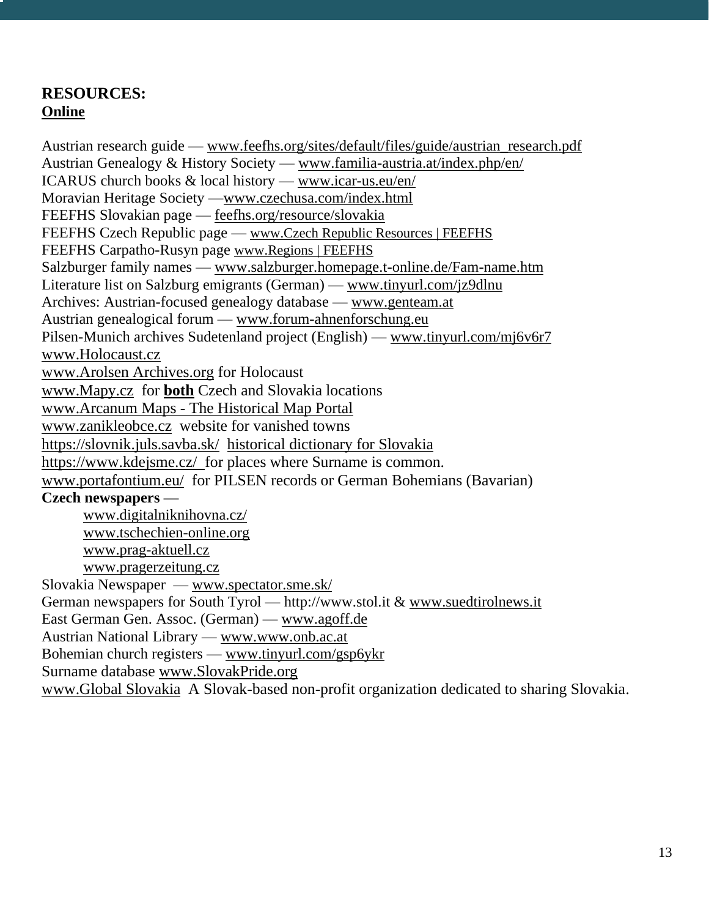**RESOURCES:**
**Online**

Austrian research guide — www.feefhs.org/sites/default/files/guide/austrian_research.pdf
Austrian Genealogy & History Society — www.familia-austria.at/index.php/en/
ICARUS church books & local history — www.icar-us.eu/en/
Moravian Heritage Society —www.czechusa.com/index.html
FEEFHS Slovakian page — feefhs.org/resource/slovakia
FEEFHS Czech Republic page — www.Czech Republic Resources | FEEFHS
FEEFHS Carpatho-Rusyn page www.Regions | FEEFHS
Salzburger family names — www.salzburger.homepage.t-online.de/Fam-name.htm
Literature list on Salzburg emigrants (German) — www.tinyurl.com/jz9dlnu
Archives: Austrian-focused genealogy database — www.genteam.at
Austrian genealogical forum — www.forum-ahnenforschung.eu
Pilsen-Munich archives Sudetenland project (English) — www.tinyurl.com/mj6v6r7
www.Holocaust.cz
www.Arolsen Archives.org for Holocaust
www.Mapy.cz for **both** Czech and Slovakia locations
www.Arcanum Maps - The Historical Map Portal
www.zanikleobce.cz website for vanished towns
https://slovnik.juls.savba.sk/ historical dictionary for Slovakia
https://www.kdejsme.cz/ for places where Surname is common.
www.portafontium.eu/ for PILSEN records or German Bohemians (Bavarian)

**Czech newspapers —**

- www.digitalniknihovna.cz/
- www.tschechien-online.org
- www.prag-aktuell.cz
- www.pragerzeitung.cz

Slovakia Newspaper — www.spectator.sme.sk/
German newspapers for South Tyrol — http://www.stol.it & www.suedtirolnews.it
East German Gen. Assoc. (German) — www.agoff.de
Austrian National Library — www.www.onb.ac.at
Bohemian church registers — www.tinyurl.com/gsp6ykr
Surname database www.SlovakPride.org
www.Global Slovakia A Slovak-based non-profit organization dedicated to sharing Slovakia.